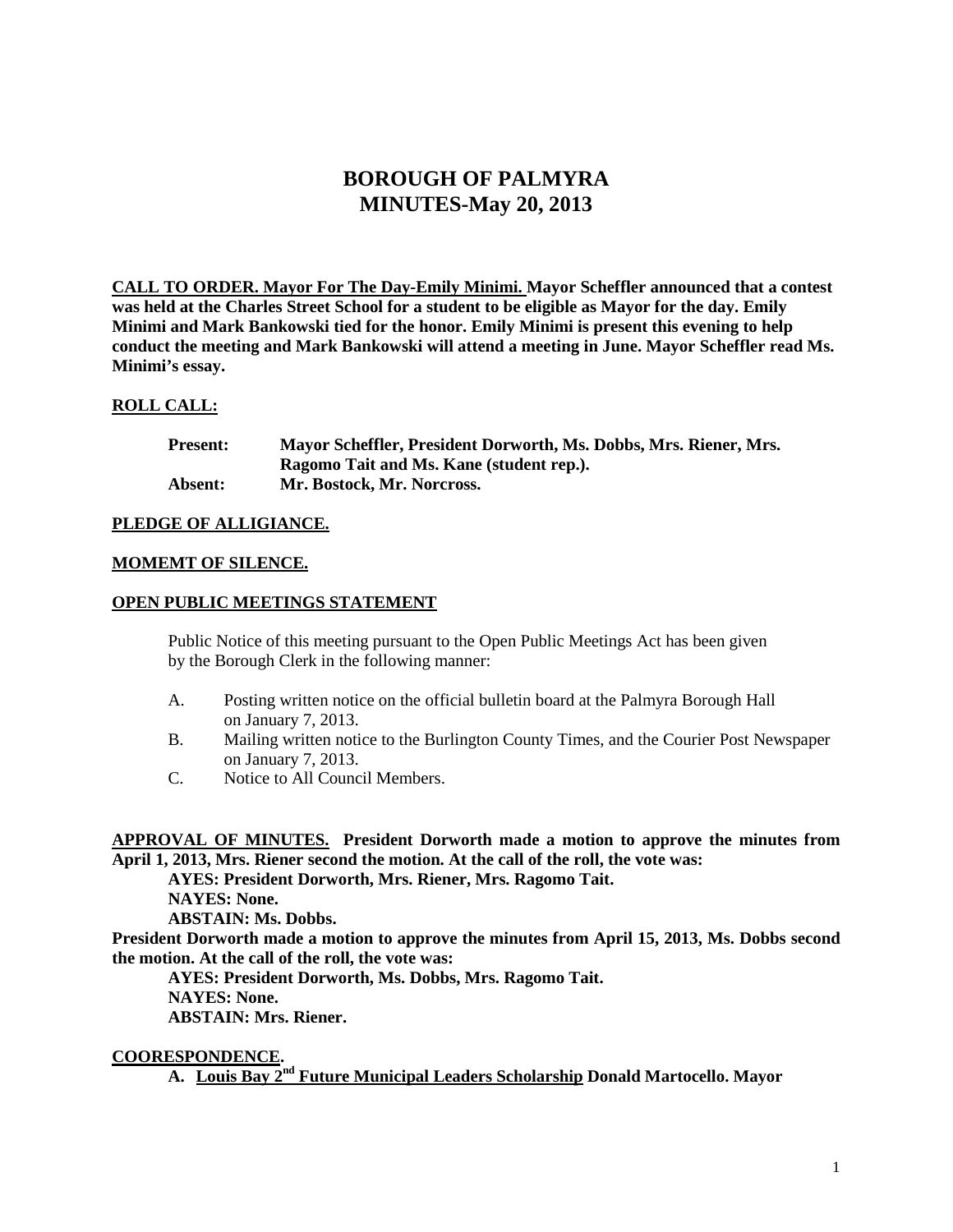# BOROUGH OF PALMYRA
# MINUTES-May 20, 2013

**CALL TO ORDER. Mayor For The Day-Emily Minimi. Mayor Scheffler announced that a contest was held at the Charles Street School for a student to be eligible as Mayor for the day. Emily Minimi and Mark Bankowski tied for the honor. Emily Minimi is present this evening to help conduct the meeting and Mark Bankowski will attend a meeting in June. Mayor Scheffler read Ms. Minimi's essay.**

**ROLL CALL:**

**Present:** **Mayor Scheffler, President Dorworth, Ms. Dobbs, Mrs. Riener, Mrs. Ragomo Tait and Ms. Kane (student rep.).**
**Absent:** **Mr. Bostock, Mr. Norcross.**

**PLEDGE OF ALLIGIANCE.**

**MOMEMT OF SILENCE.**

**OPEN PUBLIC MEETINGS STATEMENT**

Public Notice of this meeting pursuant to the Open Public Meetings Act has been given by the Borough Clerk in the following manner:

A. Posting written notice on the official bulletin board at the Palmyra Borough Hall on January 7, 2013.
B. Mailing written notice to the Burlington County Times, and the Courier Post Newspaper on January 7, 2013.
C. Notice to All Council Members.

**APPROVAL OF MINUTES. President Dorworth made a motion to approve the minutes from April 1, 2013, Mrs. Riener second the motion. At the call of the roll, the vote was:**

**AYES: President Dorworth, Mrs. Riener, Mrs. Ragomo Tait.**
**NAYES: None.**
**ABSTAIN: Ms. Dobbs.**

**President Dorworth made a motion to approve the minutes from April 15, 2013, Ms. Dobbs second the motion. At the call of the roll, the vote was:**

**AYES: President Dorworth, Ms. Dobbs, Mrs. Ragomo Tait.**
**NAYES: None.**
**ABSTAIN: Mrs. Riener.**

**COORESPONDENCE.**

**A. Louis Bay 2nd Future Municipal Leaders Scholarship Donald Martocello. Mayor**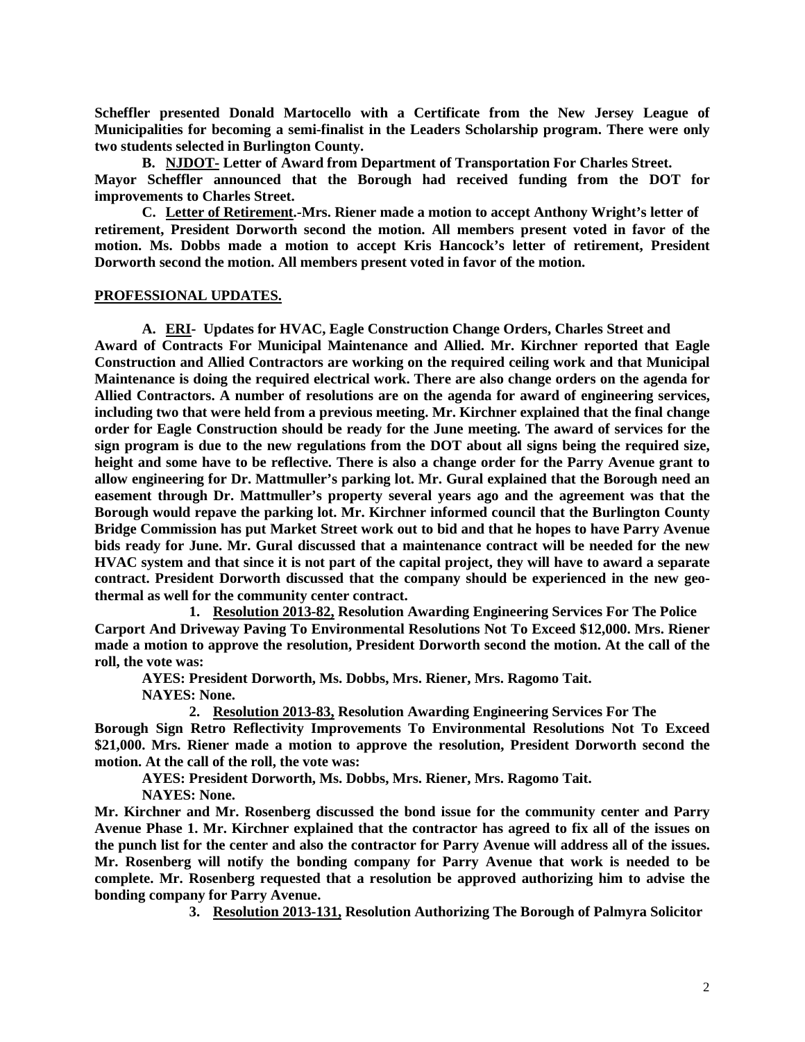**Scheffler presented Donald Martocello with a Certificate from the New Jersey League of Municipalities for becoming a semi-finalist in the Leaders Scholarship program. There were only two students selected in Burlington County.**

**B. NJDOT- Letter of Award from Department of Transportation For Charles Street.**
**Mayor Scheffler announced that the Borough had received funding from the DOT for improvements to Charles Street.**

**C. Letter of Retirement.-Mrs. Riener made a motion to accept Anthony Wright's letter of retirement, President Dorworth second the motion. All members present voted in favor of the motion. Ms. Dobbs made a motion to accept Kris Hancock's letter of retirement, President Dorworth second the motion. All members present voted in favor of the motion.**

**PROFESSIONAL UPDATES.**

**A. ERI- Updates for HVAC, Eagle Construction Change Orders, Charles Street and Award of Contracts For Municipal Maintenance and Allied. Mr. Kirchner reported that Eagle Construction and Allied Contractors are working on the required ceiling work and that Municipal Maintenance is doing the required electrical work. There are also change orders on the agenda for Allied Contractors. A number of resolutions are on the agenda for award of engineering services, including two that were held from a previous meeting. Mr. Kirchner explained that the final change order for Eagle Construction should be ready for the June meeting. The award of services for the sign program is due to the new regulations from the DOT about all signs being the required size, height and some have to be reflective. There is also a change order for the Parry Avenue grant to allow engineering for Dr. Mattmuller's parking lot. Mr. Gural explained that the Borough need an easement through Dr. Mattmuller's property several years ago and the agreement was that the Borough would repave the parking lot. Mr. Kirchner informed council that the Burlington County Bridge Commission has put Market Street work out to bid and that he hopes to have Parry Avenue bids ready for June. Mr. Gural discussed that a maintenance contract will be needed for the new HVAC system and that since it is not part of the capital project, they will have to award a separate contract. President Dorworth discussed that the company should be experienced in the new geo-thermal as well for the community center contract.**

**1. Resolution 2013-82, Resolution Awarding Engineering Services For The Police Carport And Driveway Paving To Environmental Resolutions Not To Exceed $12,000. Mrs. Riener made a motion to approve the resolution, President Dorworth second the motion. At the call of the roll, the vote was:**

**AYES: President Dorworth, Ms. Dobbs, Mrs. Riener, Mrs. Ragomo Tait.**
**NAYES: None.**

**2. Resolution 2013-83, Resolution Awarding Engineering Services For The Borough Sign Retro Reflectivity Improvements To Environmental Resolutions Not To Exceed $21,000. Mrs. Riener made a motion to approve the resolution, President Dorworth second the motion. At the call of the roll, the vote was:**

**AYES: President Dorworth, Ms. Dobbs, Mrs. Riener, Mrs. Ragomo Tait.**
**NAYES: None.**

**Mr. Kirchner and Mr. Rosenberg discussed the bond issue for the community center and Parry Avenue Phase 1. Mr. Kirchner explained that the contractor has agreed to fix all of the issues on the punch list for the center and also the contractor for Parry Avenue will address all of the issues. Mr. Rosenberg will notify the bonding company for Parry Avenue that work is needed to be complete. Mr. Rosenberg requested that a resolution be approved authorizing him to advise the bonding company for Parry Avenue.**

**3. Resolution 2013-131, Resolution Authorizing The Borough of Palmyra Solicitor**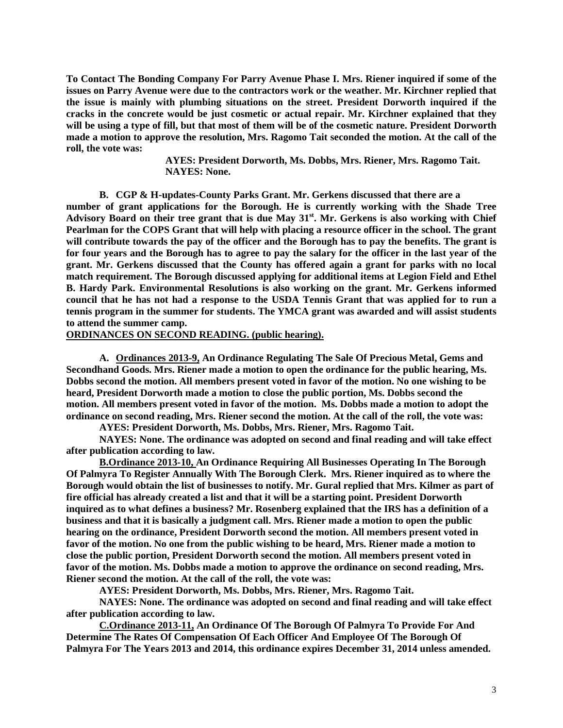**To Contact The Bonding Company For Parry Avenue Phase I. Mrs. Riener inquired if some of the issues on Parry Avenue were due to the contractors work or the weather. Mr. Kirchner replied that the issue is mainly with plumbing situations on the street. President Dorworth inquired if the cracks in the concrete would be just cosmetic or actual repair. Mr. Kirchner explained that they will be using a type of fill, but that most of them will be of the cosmetic nature. President Dorworth made a motion to approve the resolution, Mrs. Ragomo Tait seconded the motion. At the call of the roll, the vote was:**

**AYES: President Dorworth, Ms. Dobbs, Mrs. Riener, Mrs. Ragomo Tait.**
**NAYES: None.**

**B. CGP & H-updates-County Parks Grant. Mr. Gerkens discussed that there are a number of grant applications for the Borough. He is currently working with the Shade Tree Advisory Board on their tree grant that is due May 31st. Mr. Gerkens is also working with Chief Pearlman for the COPS Grant that will help with placing a resource officer in the school. The grant will contribute towards the pay of the officer and the Borough has to pay the benefits. The grant is for four years and the Borough has to agree to pay the salary for the officer in the last year of the grant. Mr. Gerkens discussed that the County has offered again a grant for parks with no local match requirement. The Borough discussed applying for additional items at Legion Field and Ethel B. Hardy Park. Environmental Resolutions is also working on the grant. Mr. Gerkens informed council that he has not had a response to the USDA Tennis Grant that was applied for to run a tennis program in the summer for students. The YMCA grant was awarded and will assist students to attend the summer camp.**

**ORDINANCES ON SECOND READING. (public hearing).**

**A. Ordinances 2013-9, An Ordinance Regulating The Sale Of Precious Metal, Gems and Secondhand Goods. Mrs. Riener made a motion to open the ordinance for the public hearing, Ms. Dobbs second the motion. All members present voted in favor of the motion. No one wishing to be heard, President Dorworth made a motion to close the public portion, Ms. Dobbs second the motion. All members present voted in favor of the motion. Ms. Dobbs made a motion to adopt the ordinance on second reading, Mrs. Riener second the motion. At the call of the roll, the vote was:**

**AYES: President Dorworth, Ms. Dobbs, Mrs. Riener, Mrs. Ragomo Tait.**

**NAYES: None. The ordinance was adopted on second and final reading and will take effect after publication according to law.**

**B.Ordinance 2013-10, An Ordinance Requiring All Businesses Operating In The Borough Of Palmyra To Register Annually With The Borough Clerk. Mrs. Riener inquired as to where the Borough would obtain the list of businesses to notify. Mr. Gural replied that Mrs. Kilmer as part of fire official has already created a list and that it will be a starting point. President Dorworth inquired as to what defines a business? Mr. Rosenberg explained that the IRS has a definition of a business and that it is basically a judgment call. Mrs. Riener made a motion to open the public hearing on the ordinance, President Dorworth second the motion. All members present voted in favor of the motion. No one from the public wishing to be heard, Mrs. Riener made a motion to close the public portion, President Dorworth second the motion. All members present voted in favor of the motion. Ms. Dobbs made a motion to approve the ordinance on second reading, Mrs. Riener second the motion. At the call of the roll, the vote was:**

**AYES: President Dorworth, Ms. Dobbs, Mrs. Riener, Mrs. Ragomo Tait.**

**NAYES: None. The ordinance was adopted on second and final reading and will take effect after publication according to law.**

**C.Ordinance 2013-11, An Ordinance Of The Borough Of Palmyra To Provide For And Determine The Rates Of Compensation Of Each Officer And Employee Of The Borough Of Palmyra For The Years 2013 and 2014, this ordinance expires December 31, 2014 unless amended.**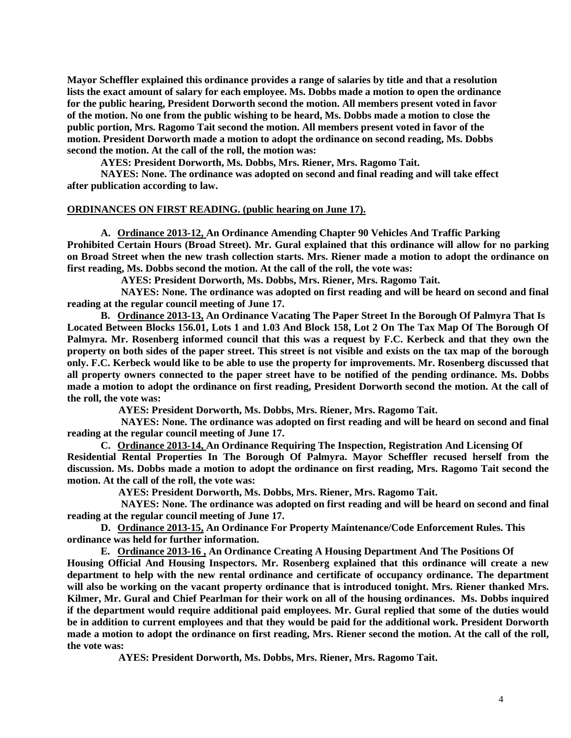**Mayor Scheffler explained this ordinance provides a range of salaries by title and that a resolution lists the exact amount of salary for each employee. Ms. Dobbs made a motion to open the ordinance for the public hearing, President Dorworth second the motion. All members present voted in favor of the motion. No one from the public wishing to be heard, Ms. Dobbs made a motion to close the public portion, Mrs. Ragomo Tait second the motion. All members present voted in favor of the motion. President Dorworth made a motion to adopt the ordinance on second reading, Ms. Dobbs second the motion. At the call of the roll, the motion was:**

**AYES: President Dorworth, Ms. Dobbs, Mrs. Riener, Mrs. Ragomo Tait.**

**NAYES: None. The ordinance was adopted on second and final reading and will take effect after publication according to law.**

**ORDINANCES ON FIRST READING. (public hearing on June 17).**

**A. Ordinance 2013-12, An Ordinance Amending Chapter 90 Vehicles And Traffic Parking Prohibited Certain Hours (Broad Street). Mr. Gural explained that this ordinance will allow for no parking on Broad Street when the new trash collection starts. Mrs. Riener made a motion to adopt the ordinance on first reading, Ms. Dobbs second the motion. At the call of the roll, the vote was:**

**AYES: President Dorworth, Ms. Dobbs, Mrs. Riener, Mrs. Ragomo Tait.**

**NAYES: None. The ordinance was adopted on first reading and will be heard on second and final reading at the regular council meeting of June 17.**

**B. Ordinance 2013-13, An Ordinance Vacating The Paper Street In the Borough Of Palmyra That Is Located Between Blocks 156.01, Lots 1 and 1.03 And Block 158, Lot 2 On The Tax Map Of The Borough Of Palmyra. Mr. Rosenberg informed council that this was a request by F.C. Kerbeck and that they own the property on both sides of the paper street. This street is not visible and exists on the tax map of the borough only. F.C. Kerbeck would like to be able to use the property for improvements. Mr. Rosenberg discussed that all property owners connected to the paper street have to be notified of the pending ordinance. Ms. Dobbs made a motion to adopt the ordinance on first reading, President Dorworth second the motion. At the call of the roll, the vote was:**

**AYES: President Dorworth, Ms. Dobbs, Mrs. Riener, Mrs. Ragomo Tait.**

**NAYES: None. The ordinance was adopted on first reading and will be heard on second and final reading at the regular council meeting of June 17.**

**C. Ordinance 2013-14, An Ordinance Requiring The Inspection, Registration And Licensing Of Residential Rental Properties In The Borough Of Palmyra. Mayor Scheffler recused herself from the discussion. Ms. Dobbs made a motion to adopt the ordinance on first reading, Mrs. Ragomo Tait second the motion. At the call of the roll, the vote was:**

**AYES: President Dorworth, Ms. Dobbs, Mrs. Riener, Mrs. Ragomo Tait.**

**NAYES: None. The ordinance was adopted on first reading and will be heard on second and final reading at the regular council meeting of June 17.**

**D. Ordinance 2013-15, An Ordinance For Property Maintenance/Code Enforcement Rules. This ordinance was held for further information.**

**E. Ordinance 2013-16 , An Ordinance Creating A Housing Department And The Positions Of Housing Official And Housing Inspectors. Mr. Rosenberg explained that this ordinance will create a new department to help with the new rental ordinance and certificate of occupancy ordinance. The department will also be working on the vacant property ordinance that is introduced tonight. Mrs. Riener thanked Mrs. Kilmer, Mr. Gural and Chief Pearlman for their work on all of the housing ordinances. Ms. Dobbs inquired if the department would require additional paid employees. Mr. Gural replied that some of the duties would be in addition to current employees and that they would be paid for the additional work. President Dorworth made a motion to adopt the ordinance on first reading, Mrs. Riener second the motion. At the call of the roll, the vote was:**

**AYES: President Dorworth, Ms. Dobbs, Mrs. Riener, Mrs. Ragomo Tait.**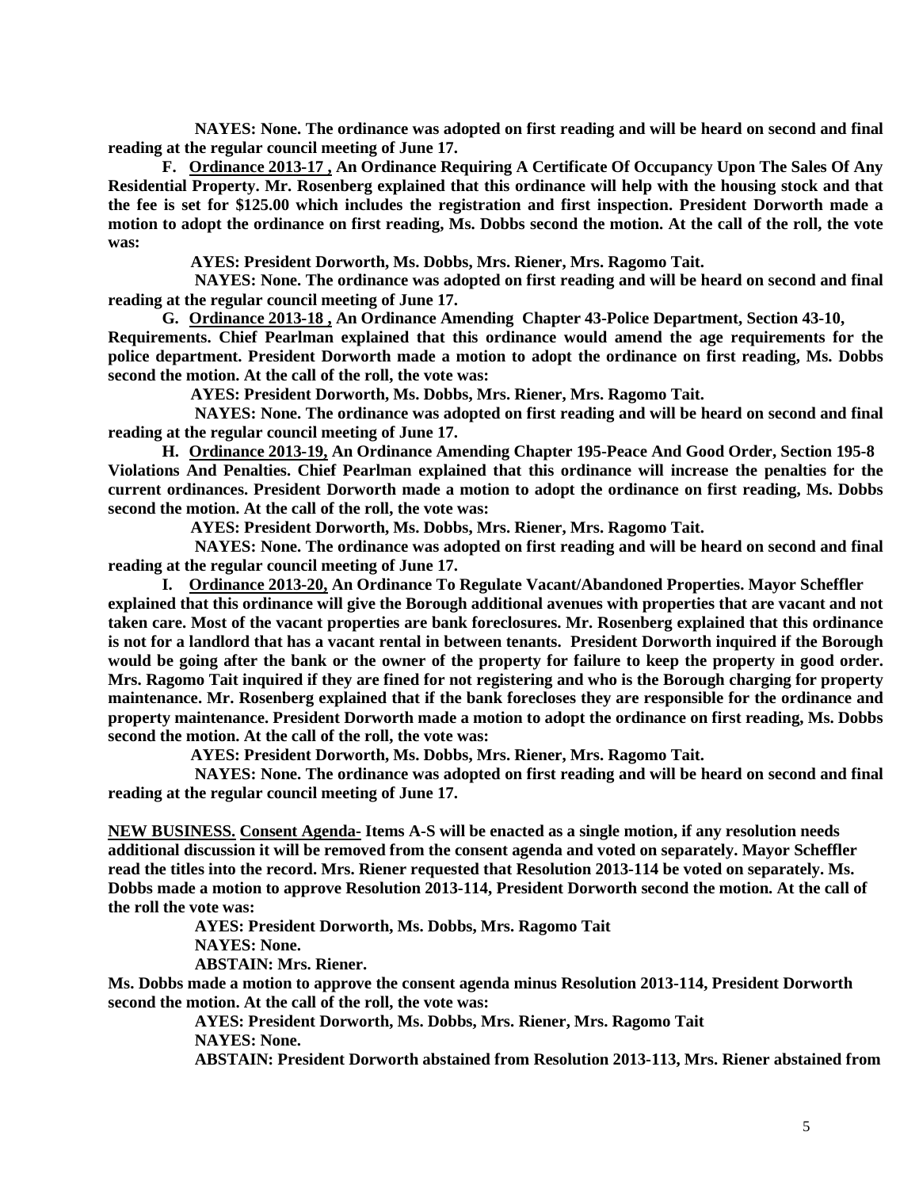**NAYES: None. The ordinance was adopted on first reading and will be heard on second and final reading at the regular council meeting of June 17.**

**F. <u>Ordinance 2013-17 ,</u> An Ordinance Requiring A Certificate Of Occupancy Upon The Sales Of Any Residential Property. Mr. Rosenberg explained that this ordinance will help with the housing stock and that the fee is set for $125.00 which includes the registration and first inspection. President Dorworth made a motion to adopt the ordinance on first reading, Ms. Dobbs second the motion. At the call of the roll, the vote was:**

**AYES: President Dorworth, Ms. Dobbs, Mrs. Riener, Mrs. Ragomo Tait.**

**NAYES: None. The ordinance was adopted on first reading and will be heard on second and final reading at the regular council meeting of June 17.**

**G. <u>Ordinance 2013-18 ,</u> An Ordinance Amending Chapter 43-Police Department, Section 43-10, Requirements. Chief Pearlman explained that this ordinance would amend the age requirements for the police department. President Dorworth made a motion to adopt the ordinance on first reading, Ms. Dobbs second the motion. At the call of the roll, the vote was:**

**AYES: President Dorworth, Ms. Dobbs, Mrs. Riener, Mrs. Ragomo Tait.**

**NAYES: None. The ordinance was adopted on first reading and will be heard on second and final reading at the regular council meeting of June 17.**

**H. <u>Ordinance 2013-19,</u> An Ordinance Amending Chapter 195-Peace And Good Order, Section 195-8 Violations And Penalties. Chief Pearlman explained that this ordinance will increase the penalties for the current ordinances. President Dorworth made a motion to adopt the ordinance on first reading, Ms. Dobbs second the motion. At the call of the roll, the vote was:**

**AYES: President Dorworth, Ms. Dobbs, Mrs. Riener, Mrs. Ragomo Tait.**

**NAYES: None. The ordinance was adopted on first reading and will be heard on second and final reading at the regular council meeting of June 17.**

**I. <u>Ordinance 2013-20,</u> An Ordinance To Regulate Vacant/Abandoned Properties. Mayor Scheffler explained that this ordinance will give the Borough additional avenues with properties that are vacant and not taken care. Most of the vacant properties are bank foreclosures. Mr. Rosenberg explained that this ordinance is not for a landlord that has a vacant rental in between tenants. President Dorworth inquired if the Borough would be going after the bank or the owner of the property for failure to keep the property in good order. Mrs. Ragomo Tait inquired if they are fined for not registering and who is the Borough charging for property maintenance. Mr. Rosenberg explained that if the bank forecloses they are responsible for the ordinance and property maintenance. President Dorworth made a motion to adopt the ordinance on first reading, Ms. Dobbs second the motion. At the call of the roll, the vote was:**

**AYES: President Dorworth, Ms. Dobbs, Mrs. Riener, Mrs. Ragomo Tait.**

**NAYES: None. The ordinance was adopted on first reading and will be heard on second and final reading at the regular council meeting of June 17.**

**<u>NEW BUSINESS.</u> <u>Consent Agenda-</u> Items A-S will be enacted as a single motion, if any resolution needs additional discussion it will be removed from the consent agenda and voted on separately. Mayor Scheffler read the titles into the record. Mrs. Riener requested that Resolution 2013-114 be voted on separately. Ms. Dobbs made a motion to approve Resolution 2013-114, President Dorworth second the motion. At the call of the roll the vote was:**

**AYES: President Dorworth, Ms. Dobbs, Mrs. Ragomo Tait**
**NAYES: None.**
**ABSTAIN: Mrs. Riener.**

**Ms. Dobbs made a motion to approve the consent agenda minus Resolution 2013-114, President Dorworth second the motion. At the call of the roll, the vote was:**

**AYES: President Dorworth, Ms. Dobbs, Mrs. Riener, Mrs. Ragomo Tait**
**NAYES: None.**
**ABSTAIN: President Dorworth abstained from Resolution 2013-113, Mrs. Riener abstained from**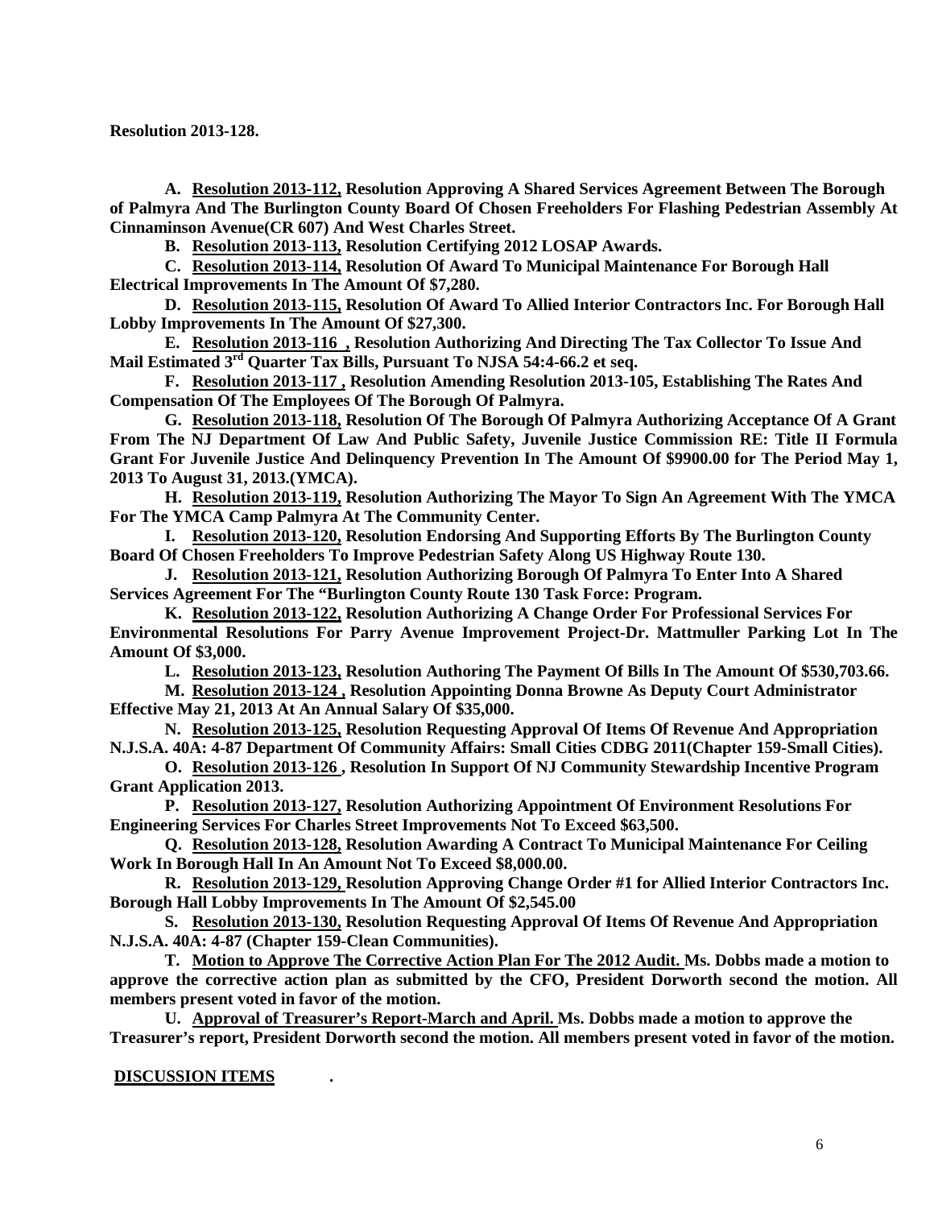**Resolution 2013-128.**

**A. <u>Resolution 2013-112,</u> Resolution Approving A Shared Services Agreement Between The Borough of Palmyra And The Burlington County Board Of Chosen Freeholders For Flashing Pedestrian Assembly At Cinnaminson Avenue(CR 607) And West Charles Street.**

**B. <u>Resolution 2013-113,</u> Resolution Certifying 2012 LOSAP Awards.**

**C. <u>Resolution 2013-114,</u> Resolution Of Award To Municipal Maintenance For Borough Hall Electrical Improvements In The Amount Of $7,280.**

**D. <u>Resolution 2013-115,</u> Resolution Of Award To Allied Interior Contractors Inc. For Borough Hall Lobby Improvements In The Amount Of $27,300.**

**E. <u>Resolution 2013-116 ,</u> Resolution Authorizing And Directing The Tax Collector To Issue And Mail Estimated 3rd Quarter Tax Bills, Pursuant To NJSA 54:4-66.2 et seq.**

**F. <u>Resolution 2013-117 ,</u> Resolution Amending Resolution 2013-105, Establishing The Rates And Compensation Of The Employees Of The Borough Of Palmyra.**

**G. <u>Resolution 2013-118,</u> Resolution Of The Borough Of Palmyra Authorizing Acceptance Of A Grant From The NJ Department Of Law And Public Safety, Juvenile Justice Commission RE: Title II Formula Grant For Juvenile Justice And Delinquency Prevention In The Amount Of $9900.00 for The Period May 1, 2013 To August 31, 2013.(YMCA).**

**H. <u>Resolution 2013-119,</u> Resolution Authorizing The Mayor To Sign An Agreement With The YMCA For The YMCA Camp Palmyra At The Community Center.**

**I. <u>Resolution 2013-120,</u> Resolution Endorsing And Supporting Efforts By The Burlington County Board Of Chosen Freeholders To Improve Pedestrian Safety Along US Highway Route 130.**

**J. <u>Resolution 2013-121,</u> Resolution Authorizing Borough Of Palmyra To Enter Into A Shared Services Agreement For The "Burlington County Route 130 Task Force: Program.**

**K. <u>Resolution 2013-122,</u> Resolution Authorizing A Change Order For Professional Services For Environmental Resolutions For Parry Avenue Improvement Project-Dr. Mattmuller Parking Lot In The Amount Of $3,000.**

**L. <u>Resolution 2013-123,</u> Resolution Authoring The Payment Of Bills In The Amount Of $530,703.66.**

**M. <u>Resolution 2013-124 ,</u> Resolution Appointing Donna Browne As Deputy Court Administrator Effective May 21, 2013 At An Annual Salary Of $35,000.**

**N. <u>Resolution 2013-125,</u> Resolution Requesting Approval Of Items Of Revenue And Appropriation N.J.S.A. 40A: 4-87 Department Of Community Affairs: Small Cities CDBG 2011(Chapter 159-Small Cities).**

**O. <u>Resolution 2013-126 ,</u> Resolution In Support Of NJ Community Stewardship Incentive Program Grant Application 2013.**

**P. <u>Resolution 2013-127,</u> Resolution Authorizing Appointment Of Environment Resolutions For Engineering Services For Charles Street Improvements Not To Exceed $63,500.**

**Q. <u>Resolution 2013-128,</u> Resolution Awarding A Contract To Municipal Maintenance For Ceiling Work In Borough Hall In An Amount Not To Exceed $8,000.00.**

**R. <u>Resolution 2013-129,</u> Resolution Approving Change Order #1 for Allied Interior Contractors Inc. Borough Hall Lobby Improvements In The Amount Of $2,545.00**

**S. <u>Resolution 2013-130,</u> Resolution Requesting Approval Of Items Of Revenue And Appropriation N.J.S.A. 40A: 4-87 (Chapter 159-Clean Communities).**

**T. <u>Motion to Approve The Corrective Action Plan For The 2012 Audit.</u> Ms. Dobbs made a motion to approve the corrective action plan as submitted by the CFO, President Dorworth second the motion. All members present voted in favor of the motion.**

**U. <u>Approval of Treasurer's Report-March and April.</u> Ms. Dobbs made a motion to approve the Treasurer's report, President Dorworth second the motion. All members present voted in favor of the motion.**

**<u>DISCUSSION ITEMS</u> .**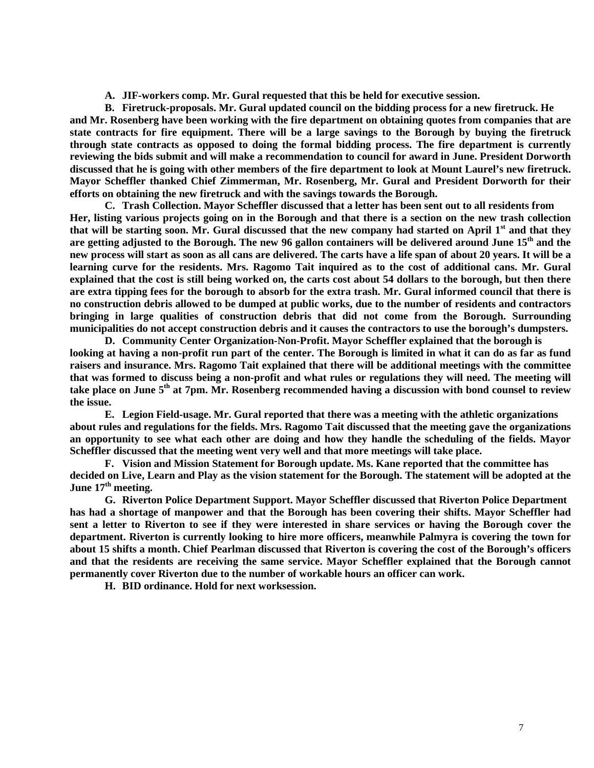**A. JIF-workers comp. Mr. Gural requested that this be held for executive session.**

**B. Firetruck-proposals. Mr. Gural updated council on the bidding process for a new firetruck. He and Mr. Rosenberg have been working with the fire department on obtaining quotes from companies that are state contracts for fire equipment. There will be a large savings to the Borough by buying the firetruck through state contracts as opposed to doing the formal bidding process. The fire department is currently reviewing the bids submit and will make a recommendation to council for award in June. President Dorworth discussed that he is going with other members of the fire department to look at Mount Laurel's new firetruck. Mayor Scheffler thanked Chief Zimmerman, Mr. Rosenberg, Mr. Gural and President Dorworth for their efforts on obtaining the new firetruck and with the savings towards the Borough.**

**C. Trash Collection. Mayor Scheffler discussed that a letter has been sent out to all residents from Her, listing various projects going on in the Borough and that there is a section on the new trash collection that will be starting soon. Mr. Gural discussed that the new company had started on April 1st and that they are getting adjusted to the Borough. The new 96 gallon containers will be delivered around June 15th and the new process will start as soon as all cans are delivered. The carts have a life span of about 20 years. It will be a learning curve for the residents. Mrs. Ragomo Tait inquired as to the cost of additional cans. Mr. Gural explained that the cost is still being worked on, the carts cost about 54 dollars to the borough, but then there are extra tipping fees for the borough to absorb for the extra trash. Mr. Gural informed council that there is no construction debris allowed to be dumped at public works, due to the number of residents and contractors bringing in large qualities of construction debris that did not come from the Borough. Surrounding municipalities do not accept construction debris and it causes the contractors to use the borough's dumpsters.**

**D. Community Center Organization-Non-Profit. Mayor Scheffler explained that the borough is looking at having a non-profit run part of the center. The Borough is limited in what it can do as far as fund raisers and insurance. Mrs. Ragomo Tait explained that there will be additional meetings with the committee that was formed to discuss being a non-profit and what rules or regulations they will need. The meeting will take place on June 5th at 7pm. Mr. Rosenberg recommended having a discussion with bond counsel to review the issue.**

**E. Legion Field-usage. Mr. Gural reported that there was a meeting with the athletic organizations about rules and regulations for the fields. Mrs. Ragomo Tait discussed that the meeting gave the organizations an opportunity to see what each other are doing and how they handle the scheduling of the fields. Mayor Scheffler discussed that the meeting went very well and that more meetings will take place.**

**F. Vision and Mission Statement for Borough update. Ms. Kane reported that the committee has decided on Live, Learn and Play as the vision statement for the Borough. The statement will be adopted at the June 17th meeting.**

**G. Riverton Police Department Support. Mayor Scheffler discussed that Riverton Police Department has had a shortage of manpower and that the Borough has been covering their shifts. Mayor Scheffler had sent a letter to Riverton to see if they were interested in share services or having the Borough cover the department. Riverton is currently looking to hire more officers, meanwhile Palmyra is covering the town for about 15 shifts a month. Chief Pearlman discussed that Riverton is covering the cost of the Borough's officers and that the residents are receiving the same service. Mayor Scheffler explained that the Borough cannot permanently cover Riverton due to the number of workable hours an officer can work.**

**H. BID ordinance. Hold for next worksession.**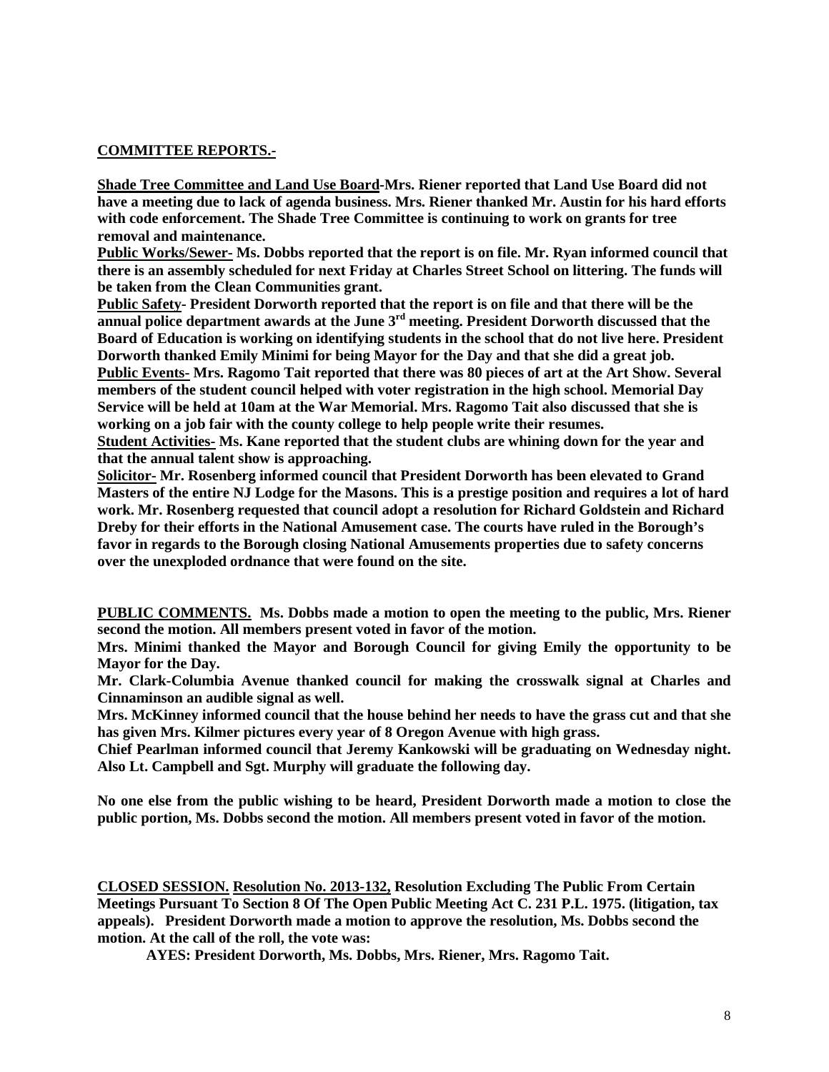**COMMITTEE REPORTS.-**

**Shade Tree Committee and Land Use Board-Mrs. Riener reported that Land Use Board did not have a meeting due to lack of agenda business. Mrs. Riener thanked Mr. Austin for his hard efforts with code enforcement. The Shade Tree Committee is continuing to work on grants for tree removal and maintenance.**

**Public Works/Sewer- Ms. Dobbs reported that the report is on file. Mr. Ryan informed council that there is an assembly scheduled for next Friday at Charles Street School on littering. The funds will be taken from the Clean Communities grant.**

**Public Safety- President Dorworth reported that the report is on file and that there will be the annual police department awards at the June 3rd meeting. President Dorworth discussed that the Board of Education is working on identifying students in the school that do not live here. President Dorworth thanked Emily Minimi for being Mayor for the Day and that she did a great job.**

**Public Events- Mrs. Ragomo Tait reported that there was 80 pieces of art at the Art Show. Several members of the student council helped with voter registration in the high school. Memorial Day Service will be held at 10am at the War Memorial. Mrs. Ragomo Tait also discussed that she is working on a job fair with the county college to help people write their resumes.**

**Student Activities- Ms. Kane reported that the student clubs are whining down for the year and that the annual talent show is approaching.**

**Solicitor- Mr. Rosenberg informed council that President Dorworth has been elevated to Grand Masters of the entire NJ Lodge for the Masons. This is a prestige position and requires a lot of hard work. Mr. Rosenberg requested that council adopt a resolution for Richard Goldstein and Richard Dreby for their efforts in the National Amusement case. The courts have ruled in the Borough's favor in regards to the Borough closing National Amusements properties due to safety concerns over the unexploded ordnance that were found on the site.**

**PUBLIC COMMENTS. Ms. Dobbs made a motion to open the meeting to the public, Mrs. Riener second the motion. All members present voted in favor of the motion.**

**Mrs. Minimi thanked the Mayor and Borough Council for giving Emily the opportunity to be Mayor for the Day.**

**Mr. Clark-Columbia Avenue thanked council for making the crosswalk signal at Charles and Cinnaminson an audible signal as well.**

**Mrs. McKinney informed council that the house behind her needs to have the grass cut and that she has given Mrs. Kilmer pictures every year of 8 Oregon Avenue with high grass.**

**Chief Pearlman informed council that Jeremy Kankowski will be graduating on Wednesday night. Also Lt. Campbell and Sgt. Murphy will graduate the following day.**

**No one else from the public wishing to be heard, President Dorworth made a motion to close the public portion, Ms. Dobbs second the motion. All members present voted in favor of the motion.**

**CLOSED SESSION. Resolution No. 2013-132, Resolution Excluding The Public From Certain Meetings Pursuant To Section 8 Of The Open Public Meeting Act C. 231 P.L. 1975. (litigation, tax appeals). President Dorworth made a motion to approve the resolution, Ms. Dobbs second the motion. At the call of the roll, the vote was:**

**AYES: President Dorworth, Ms. Dobbs, Mrs. Riener, Mrs. Ragomo Tait.**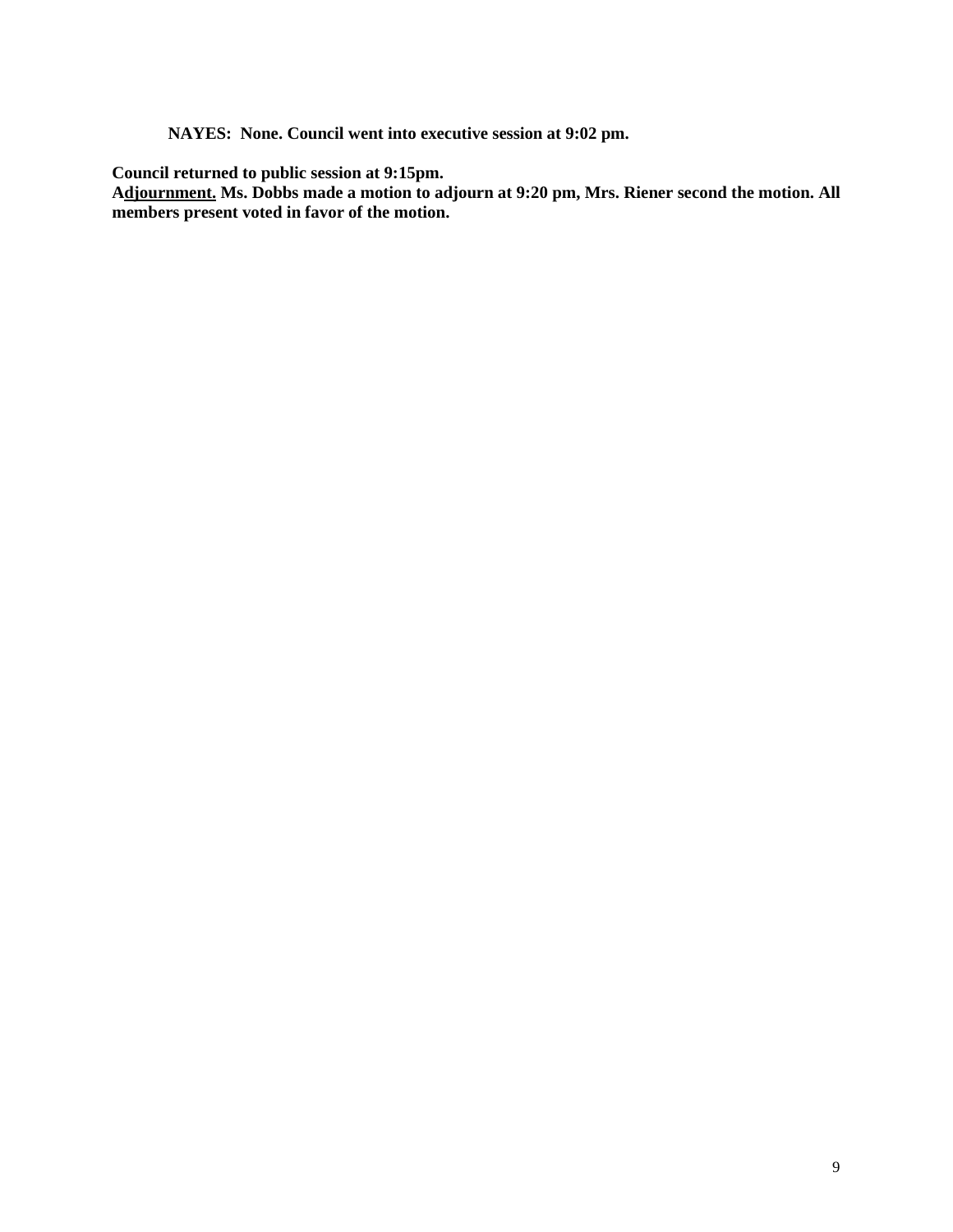**NAYES: None. Council went into executive session at 9:02 pm.**

**Council returned to public session at 9:15pm.**

**A<u>djournment.</u> Ms. Dobbs made a motion to adjourn at 9:20 pm, Mrs. Riener second the motion. All members present voted in favor of the motion.**